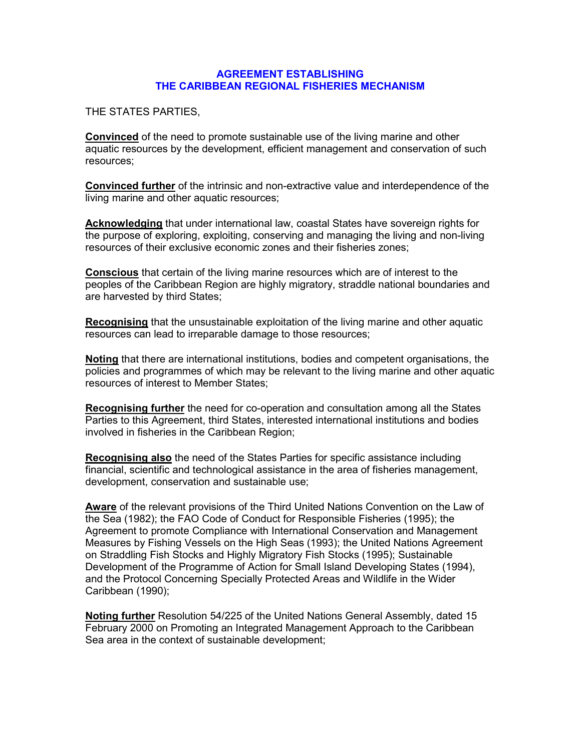# AGREEMENT ESTABLISHING THE CARIBBEAN REGIONAL FISHERIES MECHANISM

THE STATES PARTIES,

**Convinced** of the need to promote sustainable use of the living marine and other aquatic resources by the development, efficient management and conservation of such resources;

**Convinced further** of the intrinsic and non-extractive value and interdependence of the living marine and other aquatic resources;

**Acknowledging** that under international law, coastal States have sovereign rights for the purpose of exploring, exploiting, conserving and managing the living and non-living resources of their exclusive economic zones and their fisheries zones;

**Conscious** that certain of the living marine resources which are of interest to the peoples of the Caribbean Region are highly migratory, straddle national boundaries and are harvested by third States;

**Recognising** that the unsustainable exploitation of the living marine and other aquatic resources can lead to irreparable damage to those resources;

**Noting** that there are international institutions, bodies and competent organisations, the policies and programmes of which may be relevant to the living marine and other aquatic resources of interest to Member States;

**Recognising further** the need for co-operation and consultation among all the States Parties to this Agreement, third States, interested international institutions and bodies involved in fisheries in the Caribbean Region;

**Recognising also** the need of the States Parties for specific assistance including financial, scientific and technological assistance in the area of fisheries management, development, conservation and sustainable use;

**Aware** of the relevant provisions of the Third United Nations Convention on the Law of the Sea (1982); the FAO Code of Conduct for Responsible Fisheries (1995); the Agreement to promote Compliance with International Conservation and Management Measures by Fishing Vessels on the High Seas (1993); the United Nations Agreement on Straddling Fish Stocks and Highly Migratory Fish Stocks (1995); Sustainable Development of the Programme of Action for Small Island Developing States (1994), and the Protocol Concerning Specially Protected Areas and Wildlife in the Wider Caribbean (1990);

**Noting further** Resolution 54/225 of the United Nations General Assembly, dated 15 February 2000 on Promoting an Integrated Management Approach to the Caribbean Sea area in the context of sustainable development;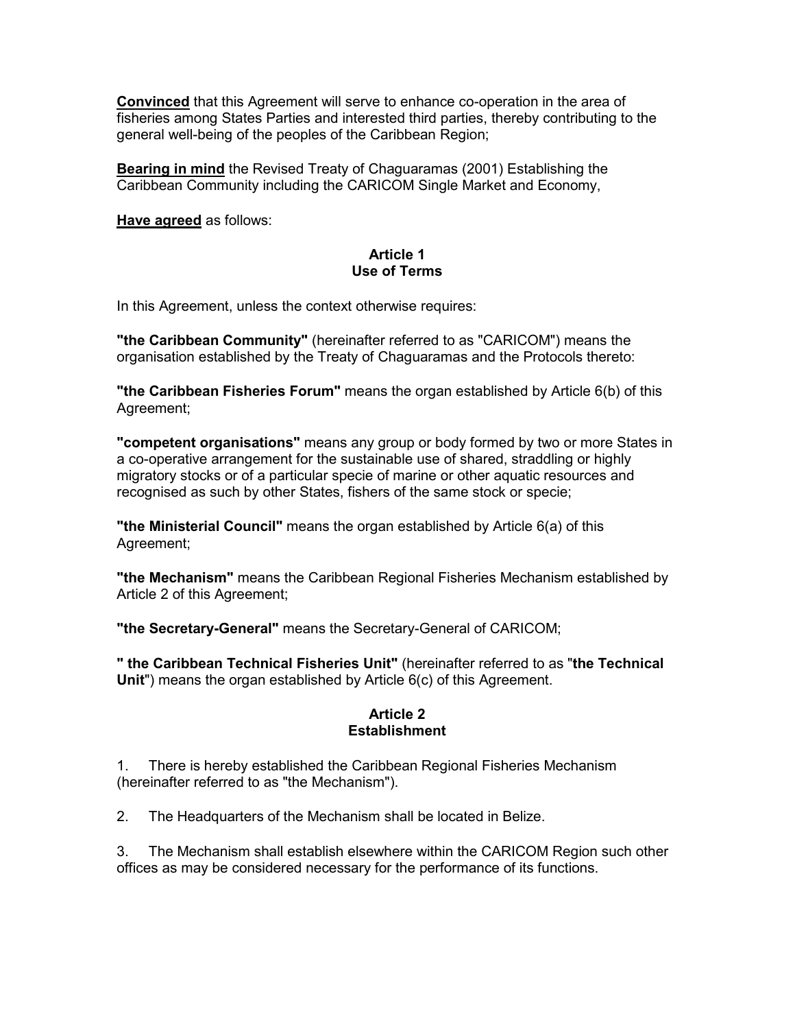**<u>Convinced</u>** that this Agreement will serve to enhance co-operation in the area of fisheries among States Parties and interested third parties, thereby contributing to the general well-being of the peoples of the Caribbean Region;

**<u>Bearing in mind</u>** the Revised Treaty of Chaguaramas (2001) Establishing the Caribbean Community including the CARICOM Single Market and Economy,

**<u>Have agreed</u>** as follows:

### Article 1
### Use of Terms

In this Agreement, unless the context otherwise requires:

**"the Caribbean Community"** (hereinafter referred to as "CARICOM") means the organisation established by the Treaty of Chaguaramas and the Protocols thereto:

**"the Caribbean Fisheries Forum"** means the organ established by Article 6(b) of this Agreement;

**"competent organisations"** means any group or body formed by two or more States in a co-operative arrangement for the sustainable use of shared, straddling or highly migratory stocks or of a particular specie of marine or other aquatic resources and recognised as such by other States, fishers of the same stock or specie;

**"the Ministerial Council"** means the organ established by Article 6(a) of this Agreement;

**"the Mechanism"** means the Caribbean Regional Fisheries Mechanism established by Article 2 of this Agreement;

**"the Secretary-General"** means the Secretary-General of CARICOM;

**" the Caribbean Technical Fisheries Unit"** (hereinafter referred to as "**the Technical Unit**") means the organ established by Article 6(c) of this Agreement.

### Article 2
### Establishment

1. There is hereby established the Caribbean Regional Fisheries Mechanism (hereinafter referred to as "the Mechanism").

2. The Headquarters of the Mechanism shall be located in Belize.

3. The Mechanism shall establish elsewhere within the CARICOM Region such other offices as may be considered necessary for the performance of its functions.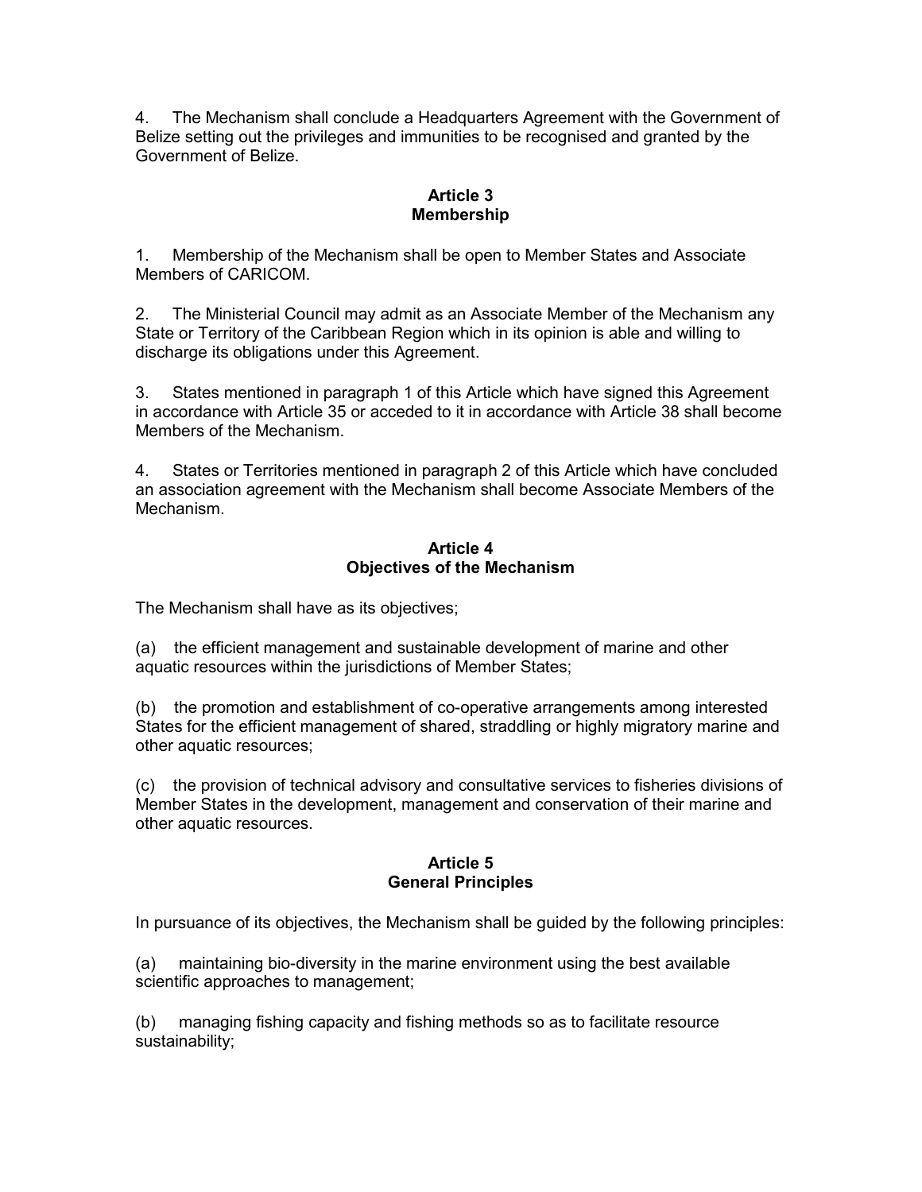4. The Mechanism shall conclude a Headquarters Agreement with the Government of Belize setting out the privileges and immunities to be recognised and granted by the Government of Belize.

### Article 3
### Membership

1. Membership of the Mechanism shall be open to Member States and Associate Members of CARICOM.

2. The Ministerial Council may admit as an Associate Member of the Mechanism any State or Territory of the Caribbean Region which in its opinion is able and willing to discharge its obligations under this Agreement.

3. States mentioned in paragraph 1 of this Article which have signed this Agreement in accordance with Article 35 or acceded to it in accordance with Article 38 shall become Members of the Mechanism.

4. States or Territories mentioned in paragraph 2 of this Article which have concluded an association agreement with the Mechanism shall become Associate Members of the Mechanism.

### Article 4
### Objectives of the Mechanism

The Mechanism shall have as its objectives;

(a) the efficient management and sustainable development of marine and other aquatic resources within the jurisdictions of Member States;

(b) the promotion and establishment of co-operative arrangements among interested States for the efficient management of shared, straddling or highly migratory marine and other aquatic resources;

(c) the provision of technical advisory and consultative services to fisheries divisions of Member States in the development, management and conservation of their marine and other aquatic resources.

### Article 5
### General Principles

In pursuance of its objectives, the Mechanism shall be guided by the following principles:

(a) maintaining bio-diversity in the marine environment using the best available scientific approaches to management;

(b) managing fishing capacity and fishing methods so as to facilitate resource sustainability;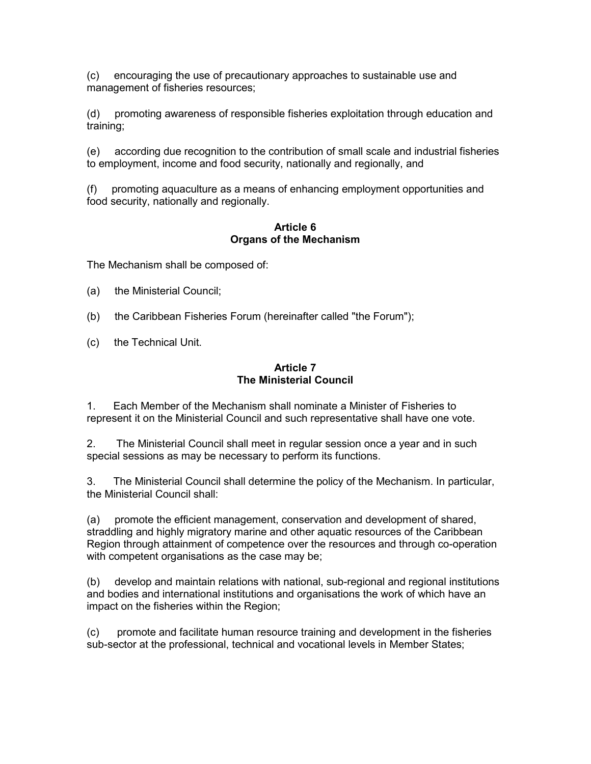(c) encouraging the use of precautionary approaches to sustainable use and management of fisheries resources;

(d) promoting awareness of responsible fisheries exploitation through education and training;

(e) according due recognition to the contribution of small scale and industrial fisheries to employment, income and food security, nationally and regionally, and

(f) promoting aquaculture as a means of enhancing employment opportunities and food security, nationally and regionally.

**Article 6**
**Organs of the Mechanism**

The Mechanism shall be composed of:

(a) the Ministerial Council;

(b) the Caribbean Fisheries Forum (hereinafter called "the Forum");

(c) the Technical Unit.

**Article 7**
**The Ministerial Council**

1. Each Member of the Mechanism shall nominate a Minister of Fisheries to represent it on the Ministerial Council and such representative shall have one vote.

2. The Ministerial Council shall meet in regular session once a year and in such special sessions as may be necessary to perform its functions.

3. The Ministerial Council shall determine the policy of the Mechanism. In particular, the Ministerial Council shall:

(a) promote the efficient management, conservation and development of shared, straddling and highly migratory marine and other aquatic resources of the Caribbean Region through attainment of competence over the resources and through co-operation with competent organisations as the case may be;

(b) develop and maintain relations with national, sub-regional and regional institutions and bodies and international institutions and organisations the work of which have an impact on the fisheries within the Region;

(c) promote and facilitate human resource training and development in the fisheries sub-sector at the professional, technical and vocational levels in Member States;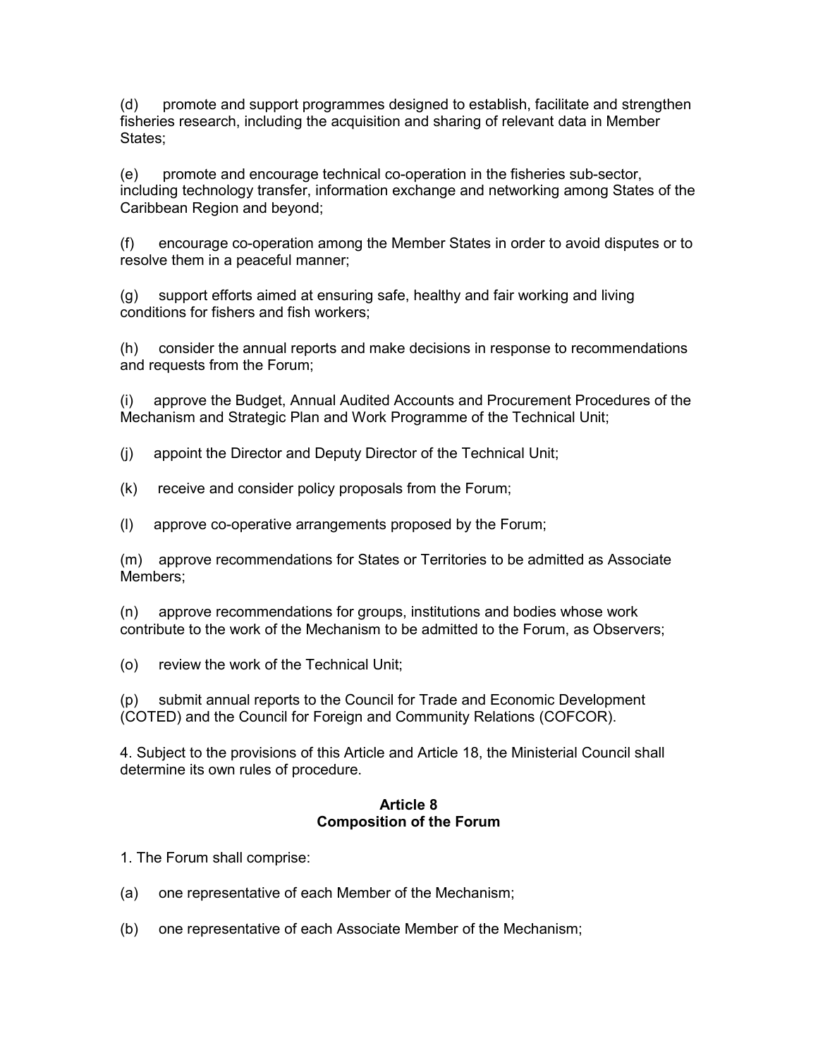(d) promote and support programmes designed to establish, facilitate and strengthen fisheries research, including the acquisition and sharing of relevant data in Member States;

(e) promote and encourage technical co-operation in the fisheries sub-sector, including technology transfer, information exchange and networking among States of the Caribbean Region and beyond;

(f) encourage co-operation among the Member States in order to avoid disputes or to resolve them in a peaceful manner;

(g) support efforts aimed at ensuring safe, healthy and fair working and living conditions for fishers and fish workers;

(h) consider the annual reports and make decisions in response to recommendations and requests from the Forum;

(i) approve the Budget, Annual Audited Accounts and Procurement Procedures of the Mechanism and Strategic Plan and Work Programme of the Technical Unit;

(j) appoint the Director and Deputy Director of the Technical Unit;

(k) receive and consider policy proposals from the Forum;

(l) approve co-operative arrangements proposed by the Forum;

(m) approve recommendations for States or Territories to be admitted as Associate Members;

(n) approve recommendations for groups, institutions and bodies whose work contribute to the work of the Mechanism to be admitted to the Forum, as Observers;

(o) review the work of the Technical Unit;

(p) submit annual reports to the Council for Trade and Economic Development (COTED) and the Council for Foreign and Community Relations (COFCOR).

4. Subject to the provisions of this Article and Article 18, the Ministerial Council shall determine its own rules of procedure.

## Article 8
## Composition of the Forum

1. The Forum shall comprise:

(a) one representative of each Member of the Mechanism;

(b) one representative of each Associate Member of the Mechanism;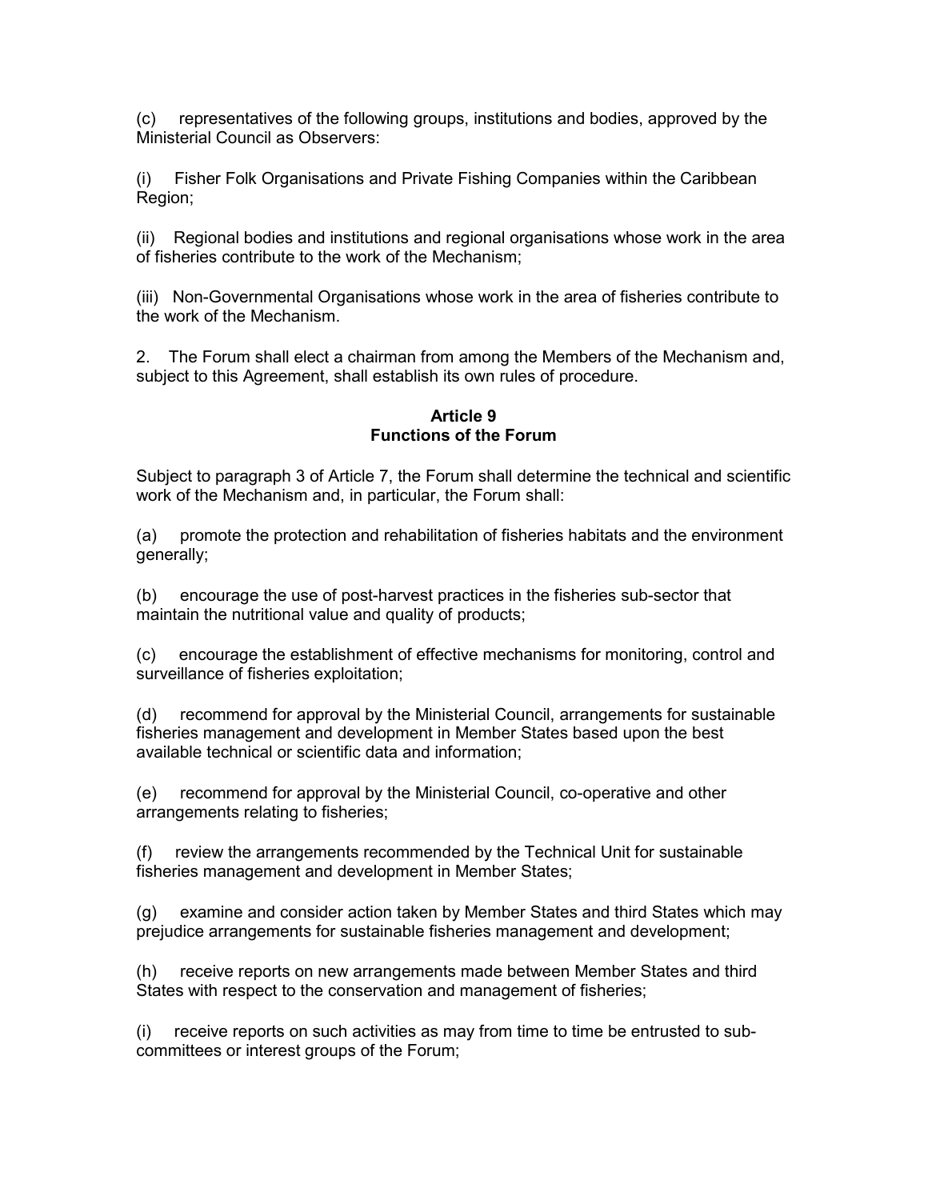(c) representatives of the following groups, institutions and bodies, approved by the Ministerial Council as Observers:

(i) Fisher Folk Organisations and Private Fishing Companies within the Caribbean Region;

(ii) Regional bodies and institutions and regional organisations whose work in the area of fisheries contribute to the work of the Mechanism;

(iii) Non-Governmental Organisations whose work in the area of fisheries contribute to the work of the Mechanism.

2. The Forum shall elect a chairman from among the Members of the Mechanism and, subject to this Agreement, shall establish its own rules of procedure.

### Article 9
### Functions of the Forum

Subject to paragraph 3 of Article 7, the Forum shall determine the technical and scientific work of the Mechanism and, in particular, the Forum shall:

(a) promote the protection and rehabilitation of fisheries habitats and the environment generally;

(b) encourage the use of post-harvest practices in the fisheries sub-sector that maintain the nutritional value and quality of products;

(c) encourage the establishment of effective mechanisms for monitoring, control and surveillance of fisheries exploitation;

(d) recommend for approval by the Ministerial Council, arrangements for sustainable fisheries management and development in Member States based upon the best available technical or scientific data and information;

(e) recommend for approval by the Ministerial Council, co-operative and other arrangements relating to fisheries;

(f) review the arrangements recommended by the Technical Unit for sustainable fisheries management and development in Member States;

(g) examine and consider action taken by Member States and third States which may prejudice arrangements for sustainable fisheries management and development;

(h) receive reports on new arrangements made between Member States and third States with respect to the conservation and management of fisheries;

(i) receive reports on such activities as may from time to time be entrusted to sub-committees or interest groups of the Forum;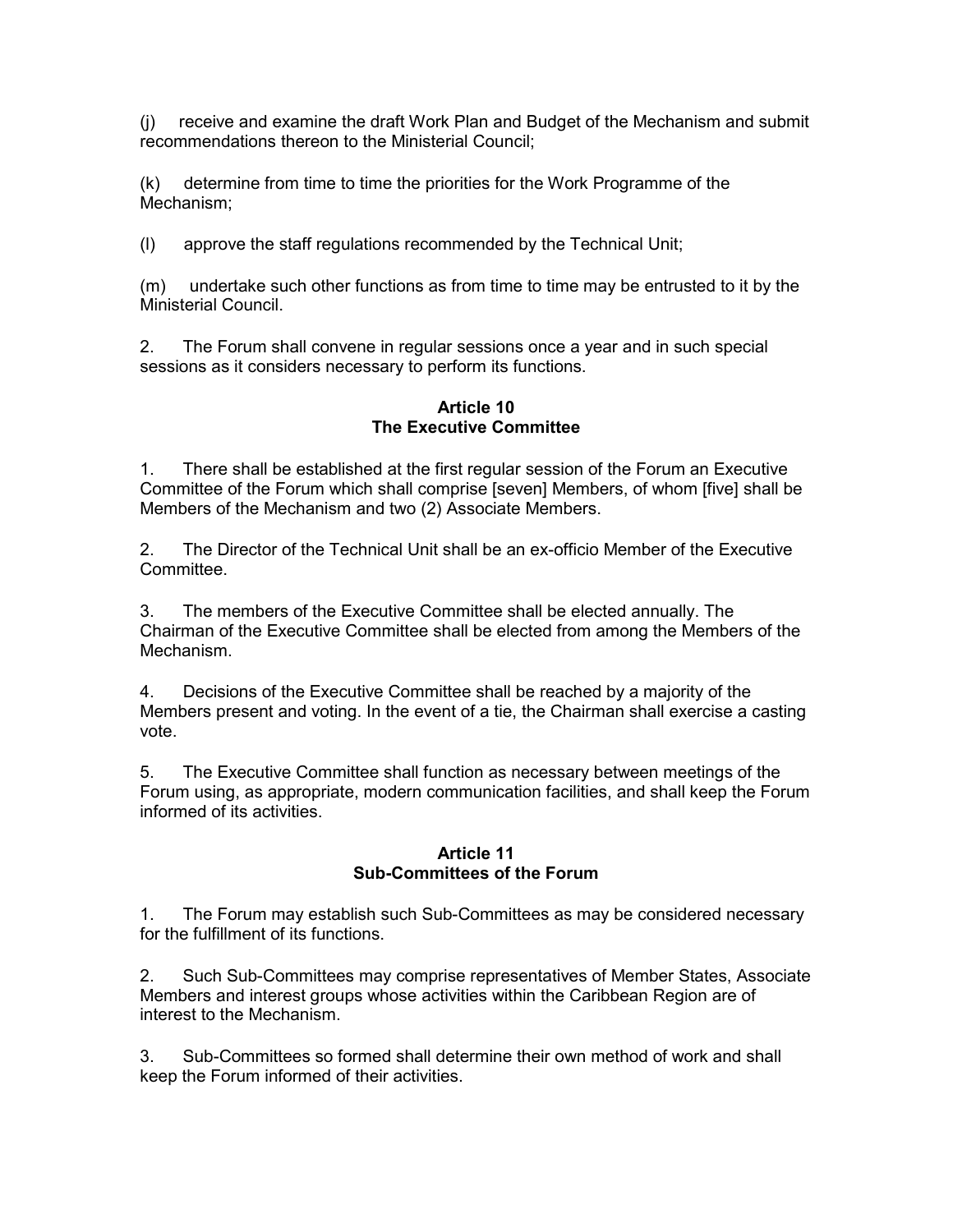(j) receive and examine the draft Work Plan and Budget of the Mechanism and submit recommendations thereon to the Ministerial Council;

(k) determine from time to time the priorities for the Work Programme of the Mechanism;

(l) approve the staff regulations recommended by the Technical Unit;

(m) undertake such other functions as from time to time may be entrusted to it by the Ministerial Council.

2. The Forum shall convene in regular sessions once a year and in such special sessions as it considers necessary to perform its functions.

**Article 10**
**The Executive Committee**

1. There shall be established at the first regular session of the Forum an Executive Committee of the Forum which shall comprise [seven] Members, of whom [five] shall be Members of the Mechanism and two (2) Associate Members.

2. The Director of the Technical Unit shall be an ex-officio Member of the Executive Committee.

3. The members of the Executive Committee shall be elected annually. The Chairman of the Executive Committee shall be elected from among the Members of the Mechanism.

4. Decisions of the Executive Committee shall be reached by a majority of the Members present and voting. In the event of a tie, the Chairman shall exercise a casting vote.

5. The Executive Committee shall function as necessary between meetings of the Forum using, as appropriate, modern communication facilities, and shall keep the Forum informed of its activities.

**Article 11**
**Sub-Committees of the Forum**

1. The Forum may establish such Sub-Committees as may be considered necessary for the fulfillment of its functions.

2. Such Sub-Committees may comprise representatives of Member States, Associate Members and interest groups whose activities within the Caribbean Region are of interest to the Mechanism.

3. Sub-Committees so formed shall determine their own method of work and shall keep the Forum informed of their activities.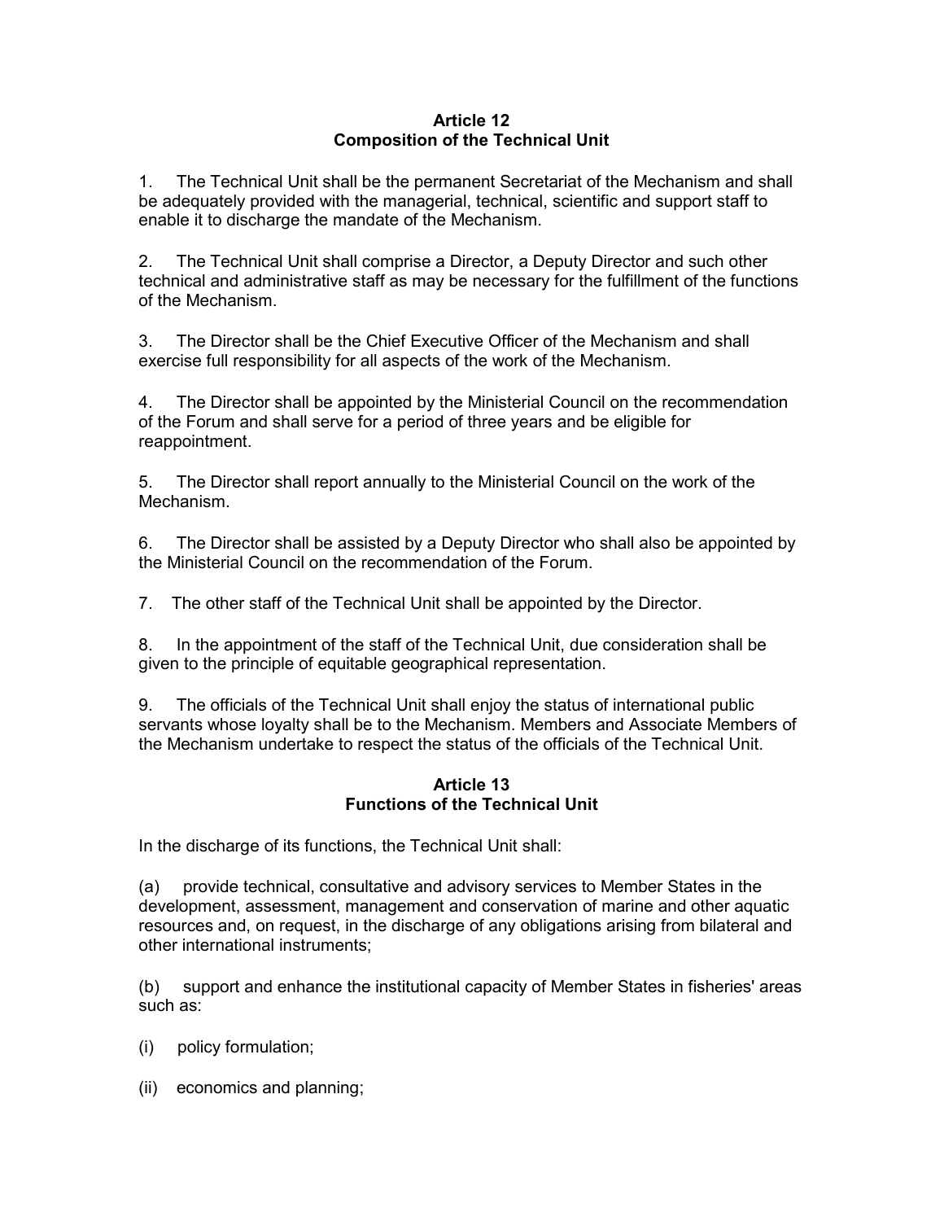## Article 12
## Composition of the Technical Unit

1. The Technical Unit shall be the permanent Secretariat of the Mechanism and shall be adequately provided with the managerial, technical, scientific and support staff to enable it to discharge the mandate of the Mechanism.

2. The Technical Unit shall comprise a Director, a Deputy Director and such other technical and administrative staff as may be necessary for the fulfillment of the functions of the Mechanism.

3. The Director shall be the Chief Executive Officer of the Mechanism and shall exercise full responsibility for all aspects of the work of the Mechanism.

4. The Director shall be appointed by the Ministerial Council on the recommendation of the Forum and shall serve for a period of three years and be eligible for reappointment.

5. The Director shall report annually to the Ministerial Council on the work of the Mechanism.

6. The Director shall be assisted by a Deputy Director who shall also be appointed by the Ministerial Council on the recommendation of the Forum.

7. The other staff of the Technical Unit shall be appointed by the Director.

8. In the appointment of the staff of the Technical Unit, due consideration shall be given to the principle of equitable geographical representation.

9. The officials of the Technical Unit shall enjoy the status of international public servants whose loyalty shall be to the Mechanism. Members and Associate Members of the Mechanism undertake to respect the status of the officials of the Technical Unit.

## Article 13
## Functions of the Technical Unit

In the discharge of its functions, the Technical Unit shall:

(a) provide technical, consultative and advisory services to Member States in the development, assessment, management and conservation of marine and other aquatic resources and, on request, in the discharge of any obligations arising from bilateral and other international instruments;

(b) support and enhance the institutional capacity of Member States in fisheries' areas such as:

(i) policy formulation;

(ii) economics and planning;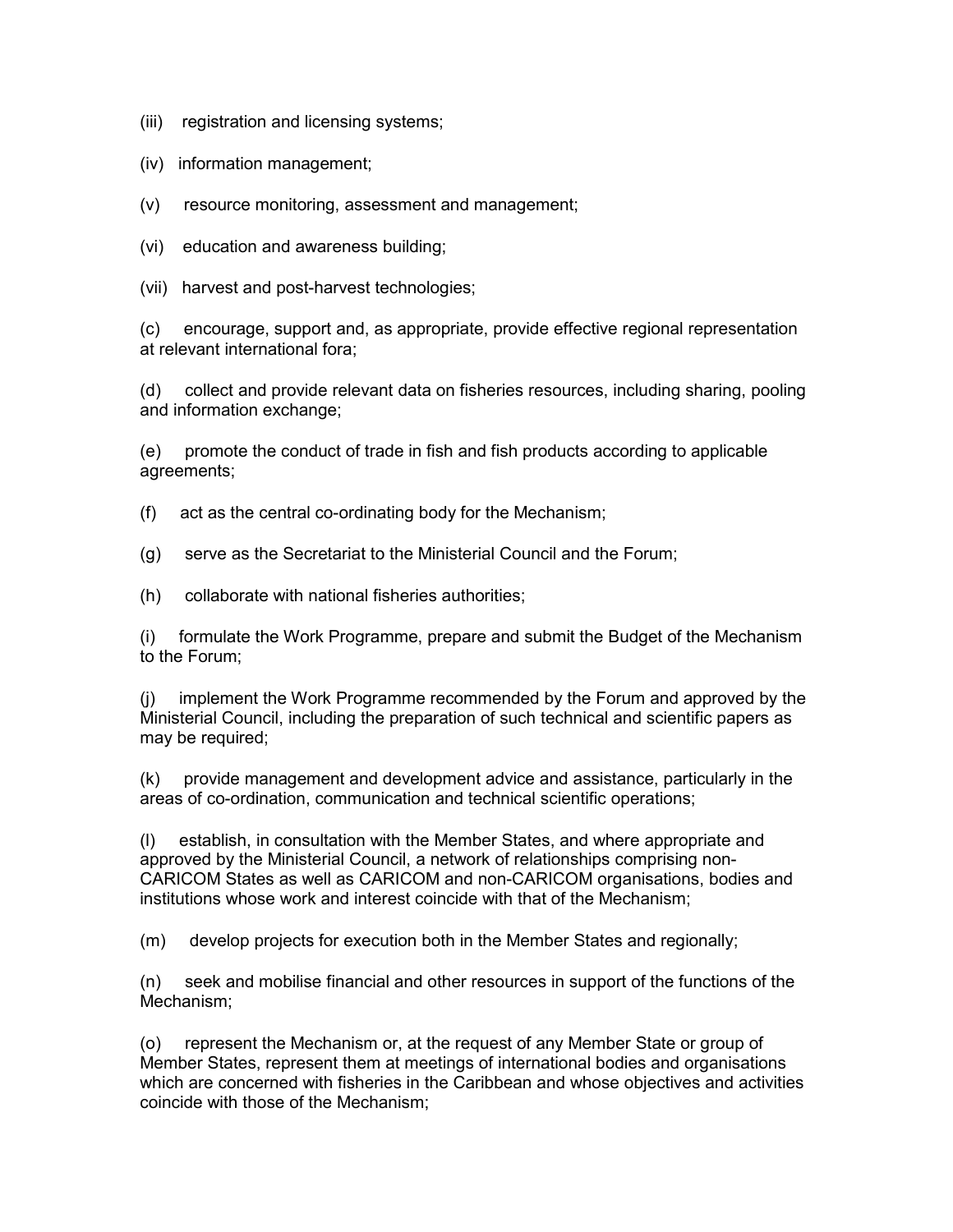(iii) registration and licensing systems;

(iv) information management;

(v) resource monitoring, assessment and management;

(vi) education and awareness building;

(vii) harvest and post-harvest technologies;

(c) encourage, support and, as appropriate, provide effective regional representation at relevant international fora;

(d) collect and provide relevant data on fisheries resources, including sharing, pooling and information exchange;

(e) promote the conduct of trade in fish and fish products according to applicable agreements;

(f) act as the central co-ordinating body for the Mechanism;

(g) serve as the Secretariat to the Ministerial Council and the Forum;

(h) collaborate with national fisheries authorities;

(i) formulate the Work Programme, prepare and submit the Budget of the Mechanism to the Forum;

(j) implement the Work Programme recommended by the Forum and approved by the Ministerial Council, including the preparation of such technical and scientific papers as may be required;

(k) provide management and development advice and assistance, particularly in the areas of co-ordination, communication and technical scientific operations;

(l) establish, in consultation with the Member States, and where appropriate and approved by the Ministerial Council, a network of relationships comprising non-CARICOM States as well as CARICOM and non-CARICOM organisations, bodies and institutions whose work and interest coincide with that of the Mechanism;

(m) develop projects for execution both in the Member States and regionally;

(n) seek and mobilise financial and other resources in support of the functions of the Mechanism;

(o) represent the Mechanism or, at the request of any Member State or group of Member States, represent them at meetings of international bodies and organisations which are concerned with fisheries in the Caribbean and whose objectives and activities coincide with those of the Mechanism;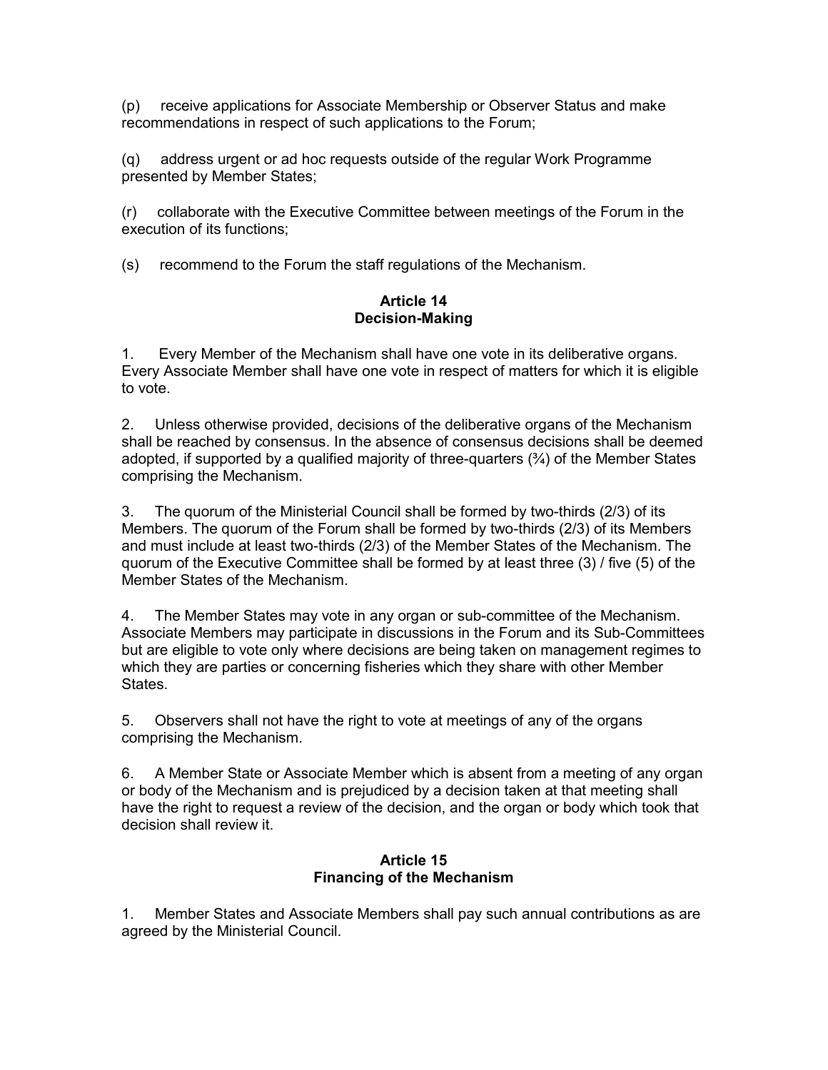(p) receive applications for Associate Membership or Observer Status and make recommendations in respect of such applications to the Forum;

(q) address urgent or ad hoc requests outside of the regular Work Programme presented by Member States;

(r) collaborate with the Executive Committee between meetings of the Forum in the execution of its functions;

(s) recommend to the Forum the staff regulations of the Mechanism.

### Article 14
### Decision-Making

1. Every Member of the Mechanism shall have one vote in its deliberative organs. Every Associate Member shall have one vote in respect of matters for which it is eligible to vote.

2. Unless otherwise provided, decisions of the deliberative organs of the Mechanism shall be reached by consensus. In the absence of consensus decisions shall be deemed adopted, if supported by a qualified majority of three-quarters (¾) of the Member States comprising the Mechanism.

3. The quorum of the Ministerial Council shall be formed by two-thirds (2/3) of its Members. The quorum of the Forum shall be formed by two-thirds (2/3) of its Members and must include at least two-thirds (2/3) of the Member States of the Mechanism. The quorum of the Executive Committee shall be formed by at least three (3) / five (5) of the Member States of the Mechanism.

4. The Member States may vote in any organ or sub-committee of the Mechanism. Associate Members may participate in discussions in the Forum and its Sub-Committees but are eligible to vote only where decisions are being taken on management regimes to which they are parties or concerning fisheries which they share with other Member States.

5. Observers shall not have the right to vote at meetings of any of the organs comprising the Mechanism.

6. A Member State or Associate Member which is absent from a meeting of any organ or body of the Mechanism and is prejudiced by a decision taken at that meeting shall have the right to request a review of the decision, and the organ or body which took that decision shall review it.

### Article 15
### Financing of the Mechanism

1. Member States and Associate Members shall pay such annual contributions as are agreed by the Ministerial Council.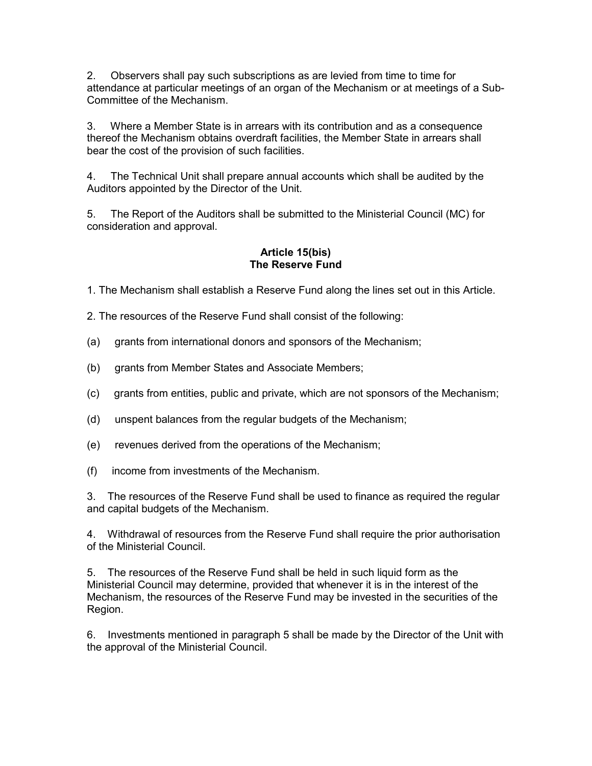2. Observers shall pay such subscriptions as are levied from time to time for attendance at particular meetings of an organ of the Mechanism or at meetings of a Sub-Committee of the Mechanism.

3. Where a Member State is in arrears with its contribution and as a consequence thereof the Mechanism obtains overdraft facilities, the Member State in arrears shall bear the cost of the provision of such facilities.

4. The Technical Unit shall prepare annual accounts which shall be audited by the Auditors appointed by the Director of the Unit.

5. The Report of the Auditors shall be submitted to the Ministerial Council (MC) for consideration and approval.

### Article 15(bis)
### The Reserve Fund

1. The Mechanism shall establish a Reserve Fund along the lines set out in this Article.

2. The resources of the Reserve Fund shall consist of the following:

(a) grants from international donors and sponsors of the Mechanism;

(b) grants from Member States and Associate Members;

(c) grants from entities, public and private, which are not sponsors of the Mechanism;

(d) unspent balances from the regular budgets of the Mechanism;

(e) revenues derived from the operations of the Mechanism;

(f) income from investments of the Mechanism.

3. The resources of the Reserve Fund shall be used to finance as required the regular and capital budgets of the Mechanism.

4. Withdrawal of resources from the Reserve Fund shall require the prior authorisation of the Ministerial Council.

5. The resources of the Reserve Fund shall be held in such liquid form as the Ministerial Council may determine, provided that whenever it is in the interest of the Mechanism, the resources of the Reserve Fund may be invested in the securities of the Region.

6. Investments mentioned in paragraph 5 shall be made by the Director of the Unit with the approval of the Ministerial Council.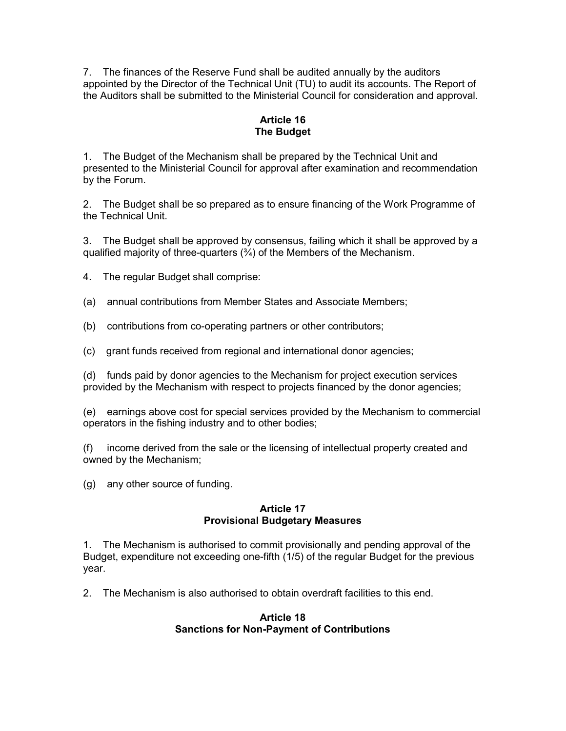7. The finances of the Reserve Fund shall be audited annually by the auditors appointed by the Director of the Technical Unit (TU) to audit its accounts. The Report of the Auditors shall be submitted to the Ministerial Council for consideration and approval.

### Article 16
### The Budget

1. The Budget of the Mechanism shall be prepared by the Technical Unit and presented to the Ministerial Council for approval after examination and recommendation by the Forum.

2. The Budget shall be so prepared as to ensure financing of the Work Programme of the Technical Unit.

3. The Budget shall be approved by consensus, failing which it shall be approved by a qualified majority of three-quarters (¾) of the Members of the Mechanism.

4. The regular Budget shall comprise:

(a) annual contributions from Member States and Associate Members;

(b) contributions from co-operating partners or other contributors;

(c) grant funds received from regional and international donor agencies;

(d) funds paid by donor agencies to the Mechanism for project execution services provided by the Mechanism with respect to projects financed by the donor agencies;

(e) earnings above cost for special services provided by the Mechanism to commercial operators in the fishing industry and to other bodies;

(f) income derived from the sale or the licensing of intellectual property created and owned by the Mechanism;

(g) any other source of funding.

### Article 17
### Provisional Budgetary Measures

1. The Mechanism is authorised to commit provisionally and pending approval of the Budget, expenditure not exceeding one-fifth (1/5) of the regular Budget for the previous year.

2. The Mechanism is also authorised to obtain overdraft facilities to this end.

### Article 18
### Sanctions for Non-Payment of Contributions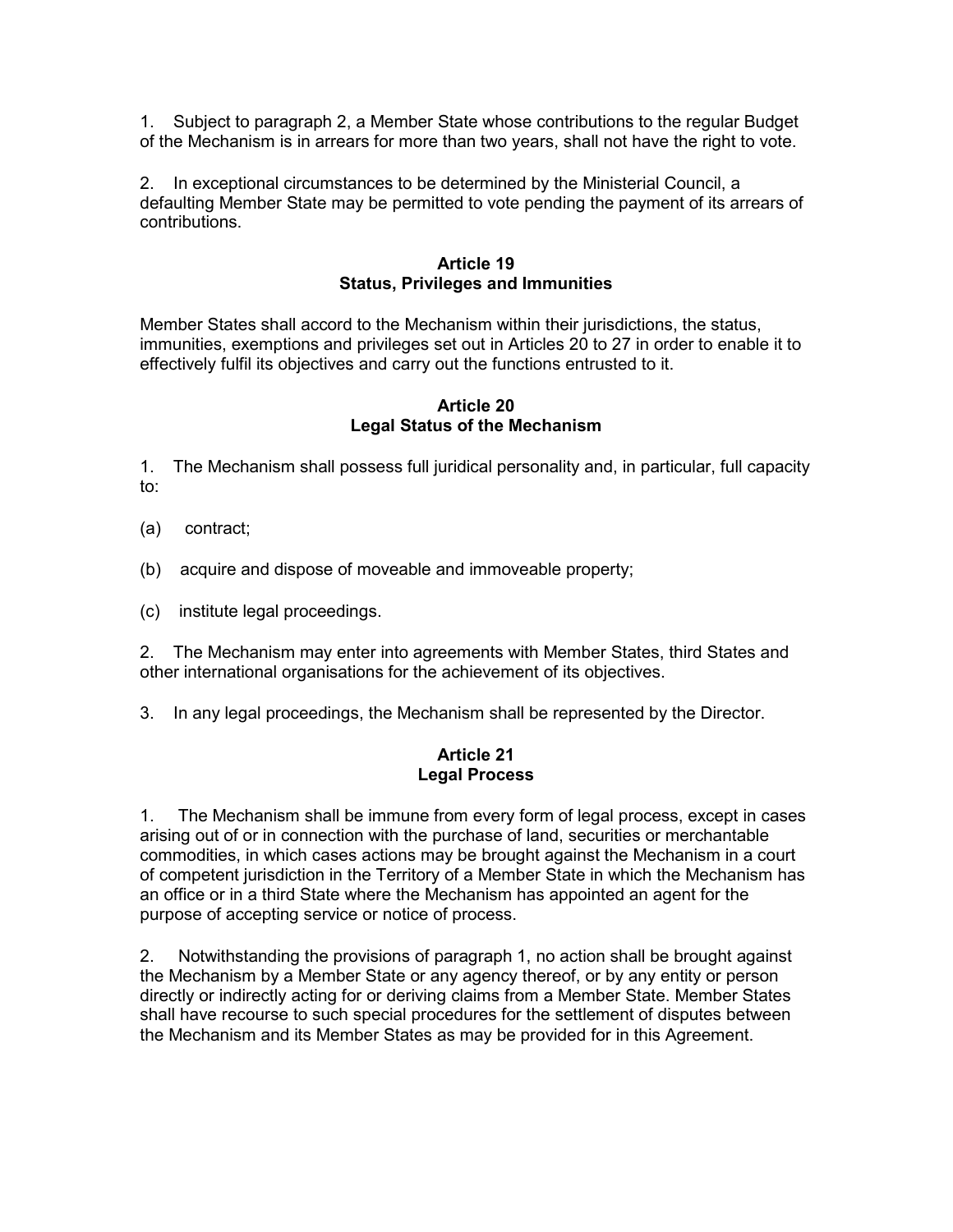1. Subject to paragraph 2, a Member State whose contributions to the regular Budget of the Mechanism is in arrears for more than two years, shall not have the right to vote.

2. In exceptional circumstances to be determined by the Ministerial Council, a defaulting Member State may be permitted to vote pending the payment of its arrears of contributions.

### Article 19
### Status, Privileges and Immunities

Member States shall accord to the Mechanism within their jurisdictions, the status, immunities, exemptions and privileges set out in Articles 20 to 27 in order to enable it to effectively fulfil its objectives and carry out the functions entrusted to it.

### Article 20
### Legal Status of the Mechanism

1. The Mechanism shall possess full juridical personality and, in particular, full capacity to:

(a) contract;

(b) acquire and dispose of moveable and immoveable property;

(c) institute legal proceedings.

2. The Mechanism may enter into agreements with Member States, third States and other international organisations for the achievement of its objectives.

3. In any legal proceedings, the Mechanism shall be represented by the Director.

### Article 21
### Legal Process

1. The Mechanism shall be immune from every form of legal process, except in cases arising out of or in connection with the purchase of land, securities or merchantable commodities, in which cases actions may be brought against the Mechanism in a court of competent jurisdiction in the Territory of a Member State in which the Mechanism has an office or in a third State where the Mechanism has appointed an agent for the purpose of accepting service or notice of process.

2. Notwithstanding the provisions of paragraph 1, no action shall be brought against the Mechanism by a Member State or any agency thereof, or by any entity or person directly or indirectly acting for or deriving claims from a Member State. Member States shall have recourse to such special procedures for the settlement of disputes between the Mechanism and its Member States as may be provided for in this Agreement.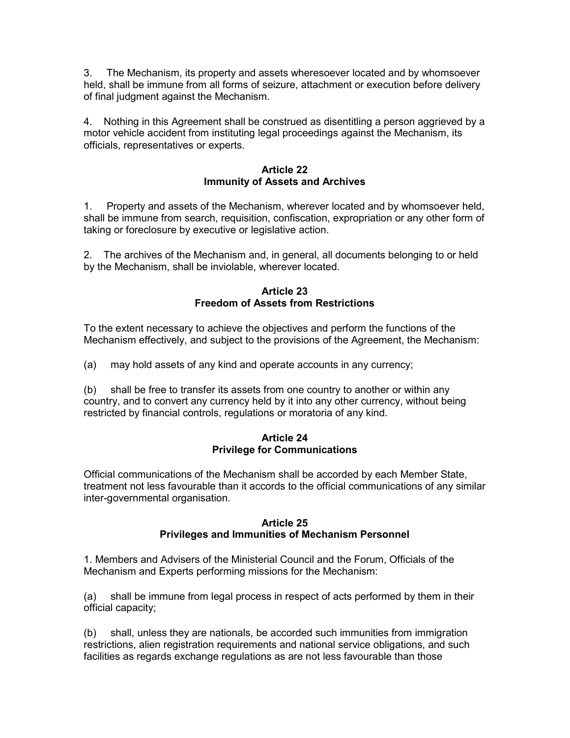3. The Mechanism, its property and assets wheresoever located and by whomsoever held, shall be immune from all forms of seizure, attachment or execution before delivery of final judgment against the Mechanism.

4. Nothing in this Agreement shall be construed as disentitling a person aggrieved by a motor vehicle accident from instituting legal proceedings against the Mechanism, its officials, representatives or experts.

**Article 22**
**Immunity of Assets and Archives**

1. Property and assets of the Mechanism, wherever located and by whomsoever held, shall be immune from search, requisition, confiscation, expropriation or any other form of taking or foreclosure by executive or legislative action.

2. The archives of the Mechanism and, in general, all documents belonging to or held by the Mechanism, shall be inviolable, wherever located.

**Article 23**
**Freedom of Assets from Restrictions**

To the extent necessary to achieve the objectives and perform the functions of the Mechanism effectively, and subject to the provisions of the Agreement, the Mechanism:

(a) may hold assets of any kind and operate accounts in any currency;

(b) shall be free to transfer its assets from one country to another or within any country, and to convert any currency held by it into any other currency, without being restricted by financial controls, regulations or moratoria of any kind.

**Article 24**
**Privilege for Communications**

Official communications of the Mechanism shall be accorded by each Member State, treatment not less favourable than it accords to the official communications of any similar inter-governmental organisation.

**Article 25**
**Privileges and Immunities of Mechanism Personnel**

1. Members and Advisers of the Ministerial Council and the Forum, Officials of the Mechanism and Experts performing missions for the Mechanism:

(a) shall be immune from legal process in respect of acts performed by them in their official capacity;

(b) shall, unless they are nationals, be accorded such immunities from immigration restrictions, alien registration requirements and national service obligations, and such facilities as regards exchange regulations as are not less favourable than those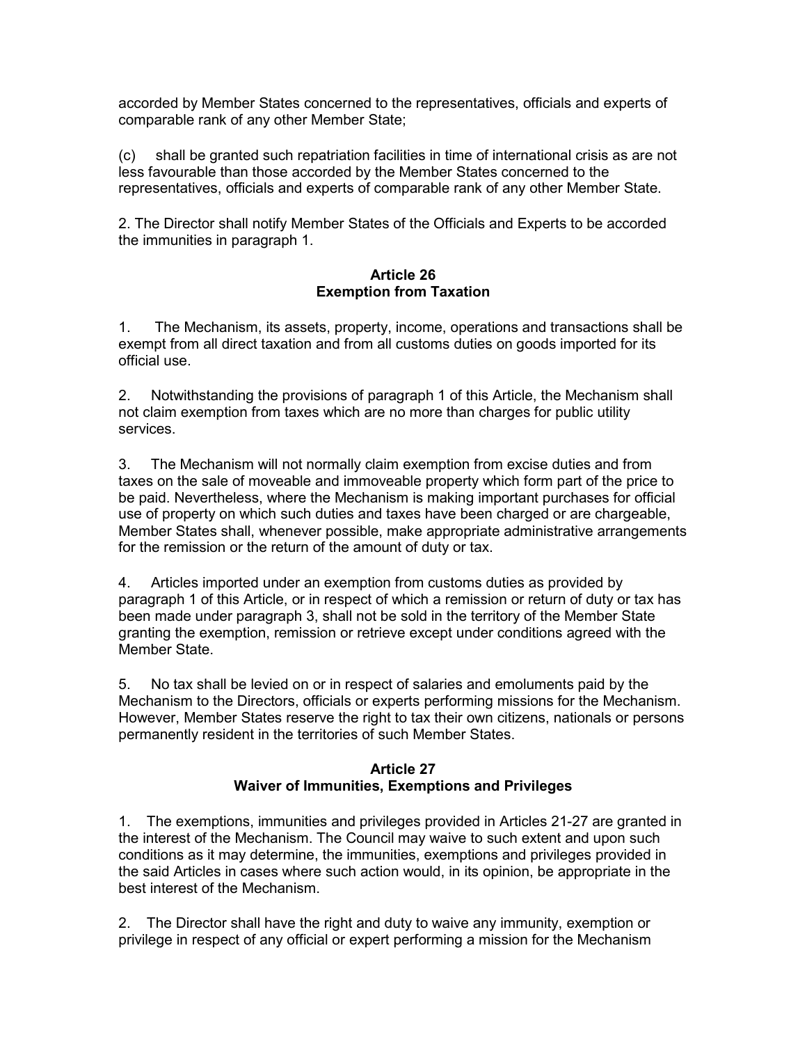accorded by Member States concerned to the representatives, officials and experts of comparable rank of any other Member State;

(c) shall be granted such repatriation facilities in time of international crisis as are not less favourable than those accorded by the Member States concerned to the representatives, officials and experts of comparable rank of any other Member State.

2. The Director shall notify Member States of the Officials and Experts to be accorded the immunities in paragraph 1.

**Article 26**
**Exemption from Taxation**

1. The Mechanism, its assets, property, income, operations and transactions shall be exempt from all direct taxation and from all customs duties on goods imported for its official use.

2. Notwithstanding the provisions of paragraph 1 of this Article, the Mechanism shall not claim exemption from taxes which are no more than charges for public utility services.

3. The Mechanism will not normally claim exemption from excise duties and from taxes on the sale of moveable and immoveable property which form part of the price to be paid. Nevertheless, where the Mechanism is making important purchases for official use of property on which such duties and taxes have been charged or are chargeable, Member States shall, whenever possible, make appropriate administrative arrangements for the remission or the return of the amount of duty or tax.

4. Articles imported under an exemption from customs duties as provided by paragraph 1 of this Article, or in respect of which a remission or return of duty or tax has been made under paragraph 3, shall not be sold in the territory of the Member State granting the exemption, remission or retrieve except under conditions agreed with the Member State.

5. No tax shall be levied on or in respect of salaries and emoluments paid by the Mechanism to the Directors, officials or experts performing missions for the Mechanism. However, Member States reserve the right to tax their own citizens, nationals or persons permanently resident in the territories of such Member States.

**Article 27**
**Waiver of Immunities, Exemptions and Privileges**

1. The exemptions, immunities and privileges provided in Articles 21-27 are granted in the interest of the Mechanism. The Council may waive to such extent and upon such conditions as it may determine, the immunities, exemptions and privileges provided in the said Articles in cases where such action would, in its opinion, be appropriate in the best interest of the Mechanism.

2. The Director shall have the right and duty to waive any immunity, exemption or privilege in respect of any official or expert performing a mission for the Mechanism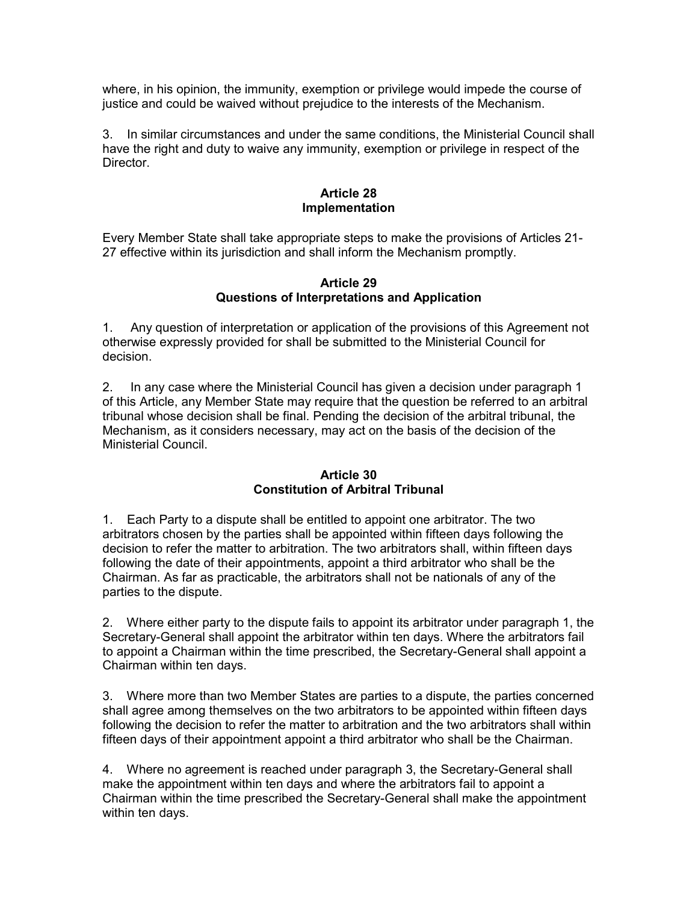where, in his opinion, the immunity, exemption or privilege would impede the course of justice and could be waived without prejudice to the interests of the Mechanism.

3. In similar circumstances and under the same conditions, the Ministerial Council shall have the right and duty to waive any immunity, exemption or privilege in respect of the Director.

**Article 28**
**Implementation**

Every Member State shall take appropriate steps to make the provisions of Articles 21-27 effective within its jurisdiction and shall inform the Mechanism promptly.

**Article 29**
**Questions of Interpretations and Application**

1. Any question of interpretation or application of the provisions of this Agreement not otherwise expressly provided for shall be submitted to the Ministerial Council for decision.

2. In any case where the Ministerial Council has given a decision under paragraph 1 of this Article, any Member State may require that the question be referred to an arbitral tribunal whose decision shall be final. Pending the decision of the arbitral tribunal, the Mechanism, as it considers necessary, may act on the basis of the decision of the Ministerial Council.

**Article 30**
**Constitution of Arbitral Tribunal**

1. Each Party to a dispute shall be entitled to appoint one arbitrator. The two arbitrators chosen by the parties shall be appointed within fifteen days following the decision to refer the matter to arbitration. The two arbitrators shall, within fifteen days following the date of their appointments, appoint a third arbitrator who shall be the Chairman. As far as practicable, the arbitrators shall not be nationals of any of the parties to the dispute.

2. Where either party to the dispute fails to appoint its arbitrator under paragraph 1, the Secretary-General shall appoint the arbitrator within ten days. Where the arbitrators fail to appoint a Chairman within the time prescribed, the Secretary-General shall appoint a Chairman within ten days.

3. Where more than two Member States are parties to a dispute, the parties concerned shall agree among themselves on the two arbitrators to be appointed within fifteen days following the decision to refer the matter to arbitration and the two arbitrators shall within fifteen days of their appointment appoint a third arbitrator who shall be the Chairman.

4. Where no agreement is reached under paragraph 3, the Secretary-General shall make the appointment within ten days and where the arbitrators fail to appoint a Chairman within the time prescribed the Secretary-General shall make the appointment within ten days.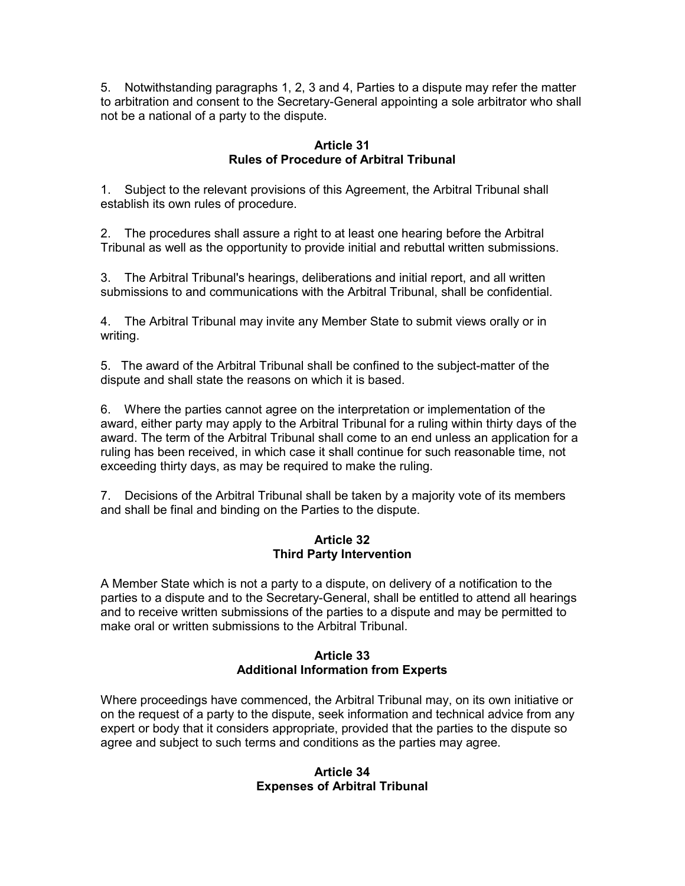5. Notwithstanding paragraphs 1, 2, 3 and 4, Parties to a dispute may refer the matter to arbitration and consent to the Secretary-General appointing a sole arbitrator who shall not be a national of a party to the dispute.

### Article 31
### Rules of Procedure of Arbitral Tribunal

1. Subject to the relevant provisions of this Agreement, the Arbitral Tribunal shall establish its own rules of procedure.

2. The procedures shall assure a right to at least one hearing before the Arbitral Tribunal as well as the opportunity to provide initial and rebuttal written submissions.

3. The Arbitral Tribunal's hearings, deliberations and initial report, and all written submissions to and communications with the Arbitral Tribunal, shall be confidential.

4. The Arbitral Tribunal may invite any Member State to submit views orally or in writing.

5. The award of the Arbitral Tribunal shall be confined to the subject-matter of the dispute and shall state the reasons on which it is based.

6. Where the parties cannot agree on the interpretation or implementation of the award, either party may apply to the Arbitral Tribunal for a ruling within thirty days of the award. The term of the Arbitral Tribunal shall come to an end unless an application for a ruling has been received, in which case it shall continue for such reasonable time, not exceeding thirty days, as may be required to make the ruling.

7. Decisions of the Arbitral Tribunal shall be taken by a majority vote of its members and shall be final and binding on the Parties to the dispute.

### Article 32
### Third Party Intervention

A Member State which is not a party to a dispute, on delivery of a notification to the parties to a dispute and to the Secretary-General, shall be entitled to attend all hearings and to receive written submissions of the parties to a dispute and may be permitted to make oral or written submissions to the Arbitral Tribunal.

### Article 33
### Additional Information from Experts

Where proceedings have commenced, the Arbitral Tribunal may, on its own initiative or on the request of a party to the dispute, seek information and technical advice from any expert or body that it considers appropriate, provided that the parties to the dispute so agree and subject to such terms and conditions as the parties may agree.

### Article 34
### Expenses of Arbitral Tribunal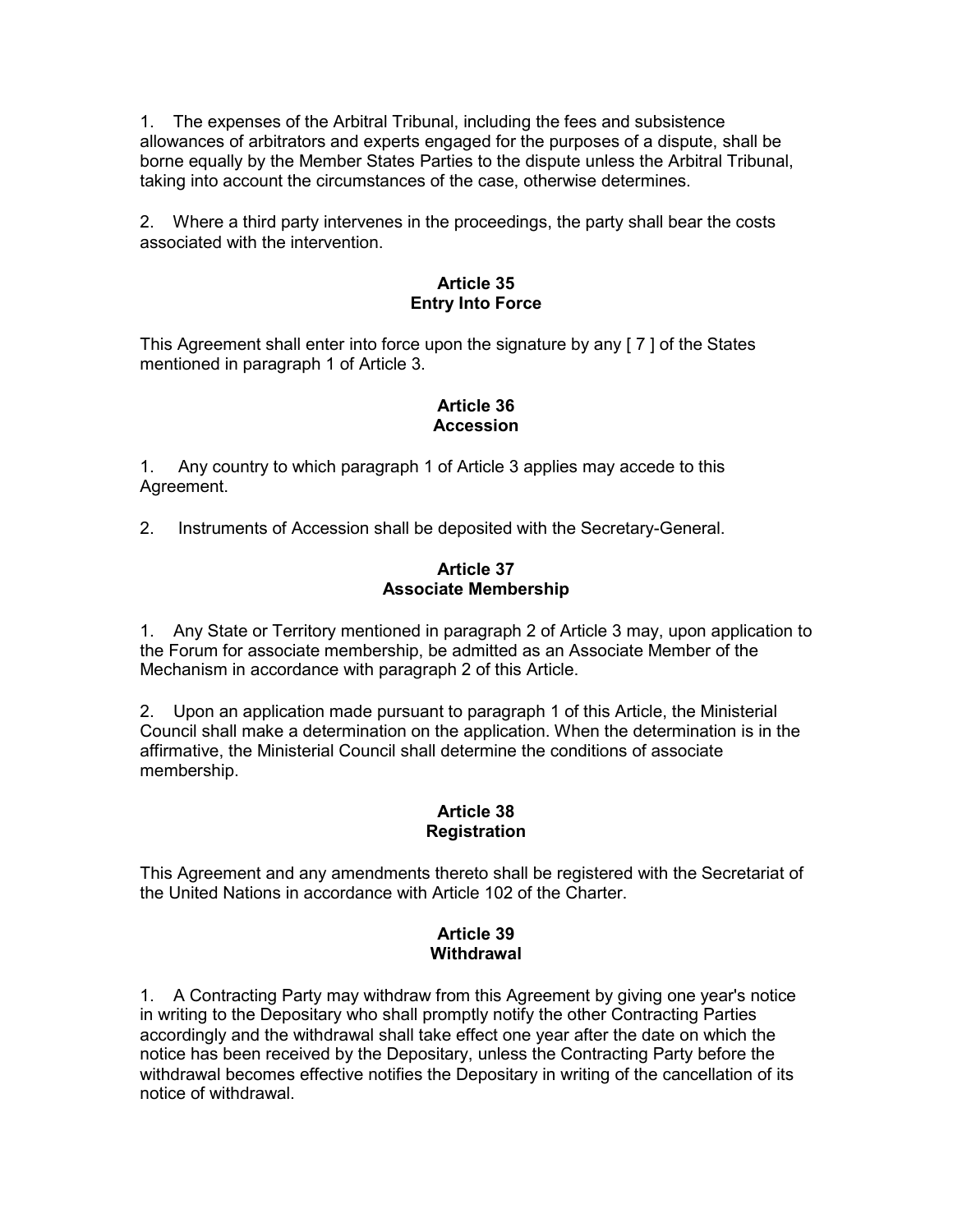1. The expenses of the Arbitral Tribunal, including the fees and subsistence allowances of arbitrators and experts engaged for the purposes of a dispute, shall be borne equally by the Member States Parties to the dispute unless the Arbitral Tribunal, taking into account the circumstances of the case, otherwise determines.

2. Where a third party intervenes in the proceedings, the party shall bear the costs associated with the intervention.

### Article 35
### Entry Into Force

This Agreement shall enter into force upon the signature by any [ 7 ] of the States mentioned in paragraph 1 of Article 3.

### Article 36
### Accession

1. Any country to which paragraph 1 of Article 3 applies may accede to this Agreement.

2. Instruments of Accession shall be deposited with the Secretary-General.

### Article 37
### Associate Membership

1. Any State or Territory mentioned in paragraph 2 of Article 3 may, upon application to the Forum for associate membership, be admitted as an Associate Member of the Mechanism in accordance with paragraph 2 of this Article.

2. Upon an application made pursuant to paragraph 1 of this Article, the Ministerial Council shall make a determination on the application. When the determination is in the affirmative, the Ministerial Council shall determine the conditions of associate membership.

### Article 38
### Registration

This Agreement and any amendments thereto shall be registered with the Secretariat of the United Nations in accordance with Article 102 of the Charter.

### Article 39
### Withdrawal

1. A Contracting Party may withdraw from this Agreement by giving one year's notice in writing to the Depositary who shall promptly notify the other Contracting Parties accordingly and the withdrawal shall take effect one year after the date on which the notice has been received by the Depositary, unless the Contracting Party before the withdrawal becomes effective notifies the Depositary in writing of the cancellation of its notice of withdrawal.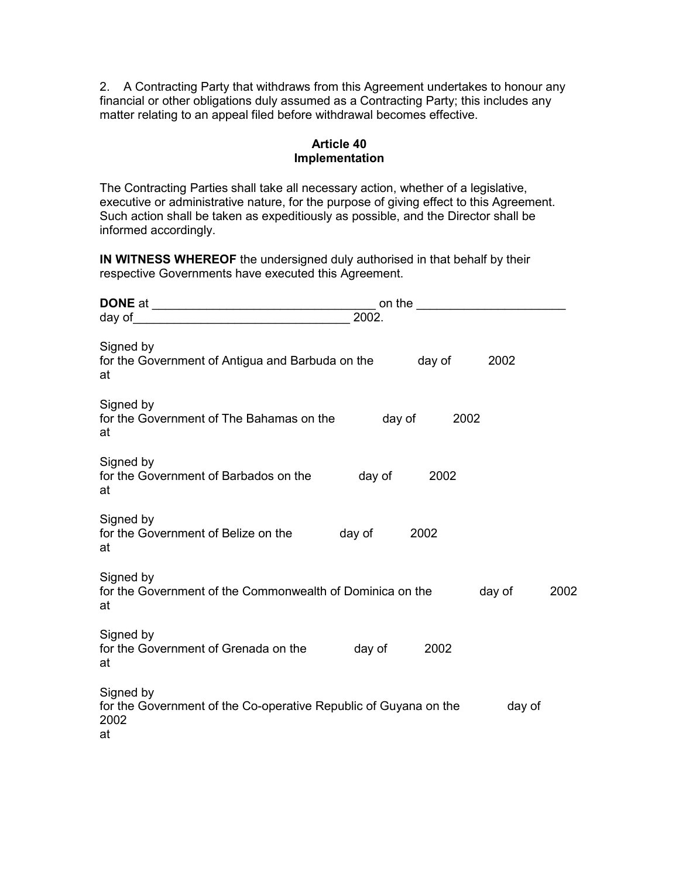2. A Contracting Party that withdraws from this Agreement undertakes to honour any financial or other obligations duly assumed as a Contracting Party; this includes any matter relating to an appeal filed before withdrawal becomes effective.

**Article 40**
**Implementation**

The Contracting Parties shall take all necessary action, whether of a legislative, executive or administrative nature, for the purpose of giving effect to this Agreement. Such action shall be taken as expeditiously as possible, and the Director shall be informed accordingly.

**IN WITNESS WHEREOF** the undersigned duly authorised in that behalf by their respective Governments have executed this Agreement.

**DONE** at ________________________________ on the _____________________ day of________________________________ 2002.

Signed by
for the Government of Antigua and Barbuda on the day of 2002
at

Signed by
for the Government of The Bahamas on the day of 2002
at

Signed by
for the Government of Barbados on the day of 2002
at

Signed by
for the Government of Belize on the day of 2002
at

Signed by
for the Government of the Commonwealth of Dominica on the day of 2002
at

Signed by
for the Government of Grenada on the day of 2002
at

Signed by
for the Government of the Co-operative Republic of Guyana on the day of 2002
at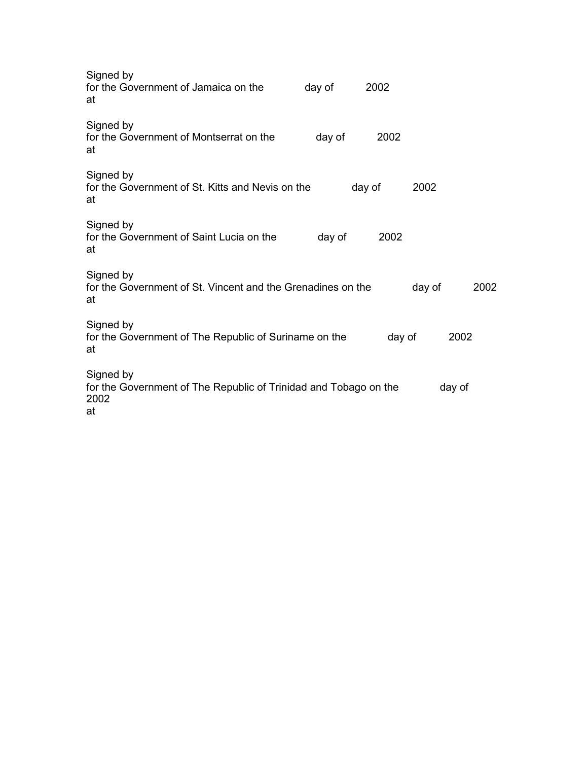Signed by
for the Government of Jamaica on the day of 2002
at

Signed by
for the Government of Montserrat on the day of 2002
at

Signed by
for the Government of St. Kitts and Nevis on the day of 2002
at

Signed by
for the Government of Saint Lucia on the day of 2002
at

Signed by
for the Government of St. Vincent and the Grenadines on the day of 2002
at

Signed by
for the Government of The Republic of Suriname on the day of 2002
at

Signed by
for the Government of The Republic of Trinidad and Tobago on the day of
2002
at